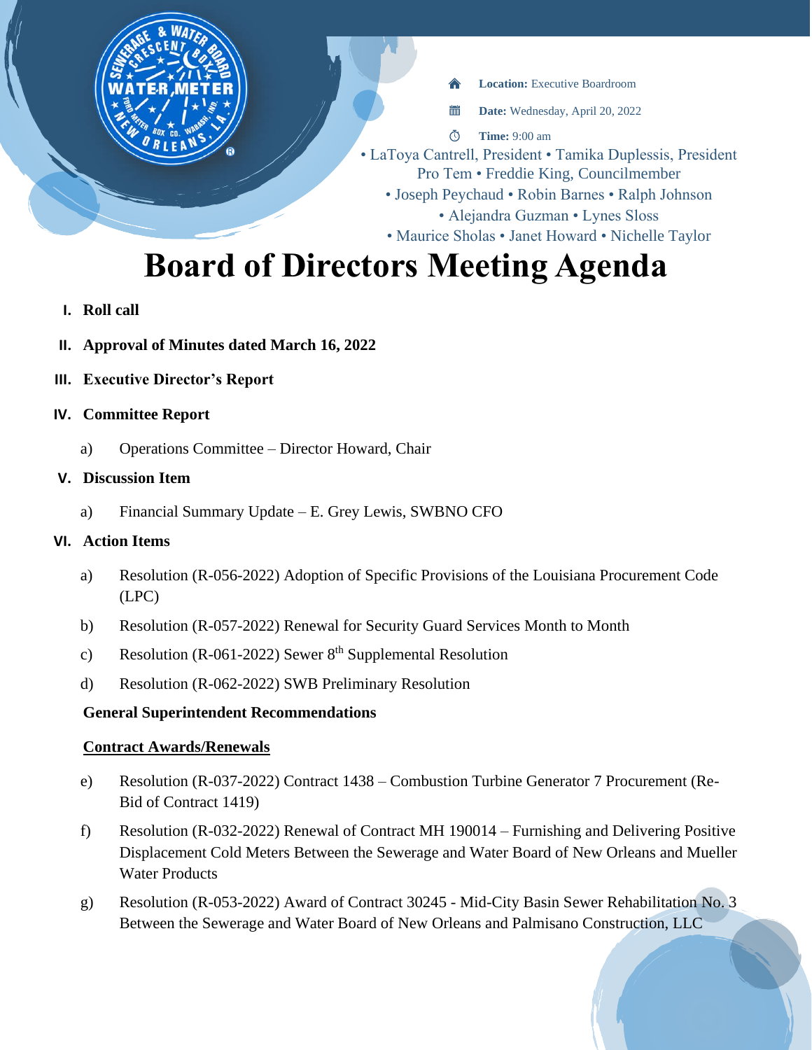**Location:** Executive Boardroom

**Date:** Wednesday, April 20, 2022

**Time:** 9:00 am

• LaToya Cantrell, President • Tamika Duplessis, President Pro Tem • Freddie King, Councilmember • Joseph Peychaud • Robin Barnes • Ralph Johnson • Alejandra Guzman • Lynes Sloss • Maurice Sholas • Janet Howard • Nichelle Taylor

# Board of Directors Meeting Agenda

I. **Roll call**

II. **Approval of Minutes dated March 16, 2022**

III. **Executive Director's Report**

IV. **Committee Report**

a) Operations Committee – Director Howard, Chair

V. **Discussion Item**

a) Financial Summary Update – E. Grey Lewis, SWBNO CFO

VI. **Action Items**

a) Resolution (R-056-2022) Adoption of Specific Provisions of the Louisiana Procurement Code (LPC)

b) Resolution (R-057-2022) Renewal for Security Guard Services Month to Month

c) Resolution (R-061-2022) Sewer 8th Supplemental Resolution

d) Resolution (R-062-2022) SWB Preliminary Resolution

**General Superintendent Recommendations**

**Contract Awards/Renewals**

e) Resolution (R-037-2022) Contract 1438 – Combustion Turbine Generator 7 Procurement (Re-Bid of Contract 1419)

f) Resolution (R-032-2022) Renewal of Contract MH 190014 – Furnishing and Delivering Positive Displacement Cold Meters Between the Sewerage and Water Board of New Orleans and Mueller Water Products

g) Resolution (R-053-2022) Award of Contract 30245 - Mid-City Basin Sewer Rehabilitation No. 3 Between the Sewerage and Water Board of New Orleans and Palmisano Construction, LLC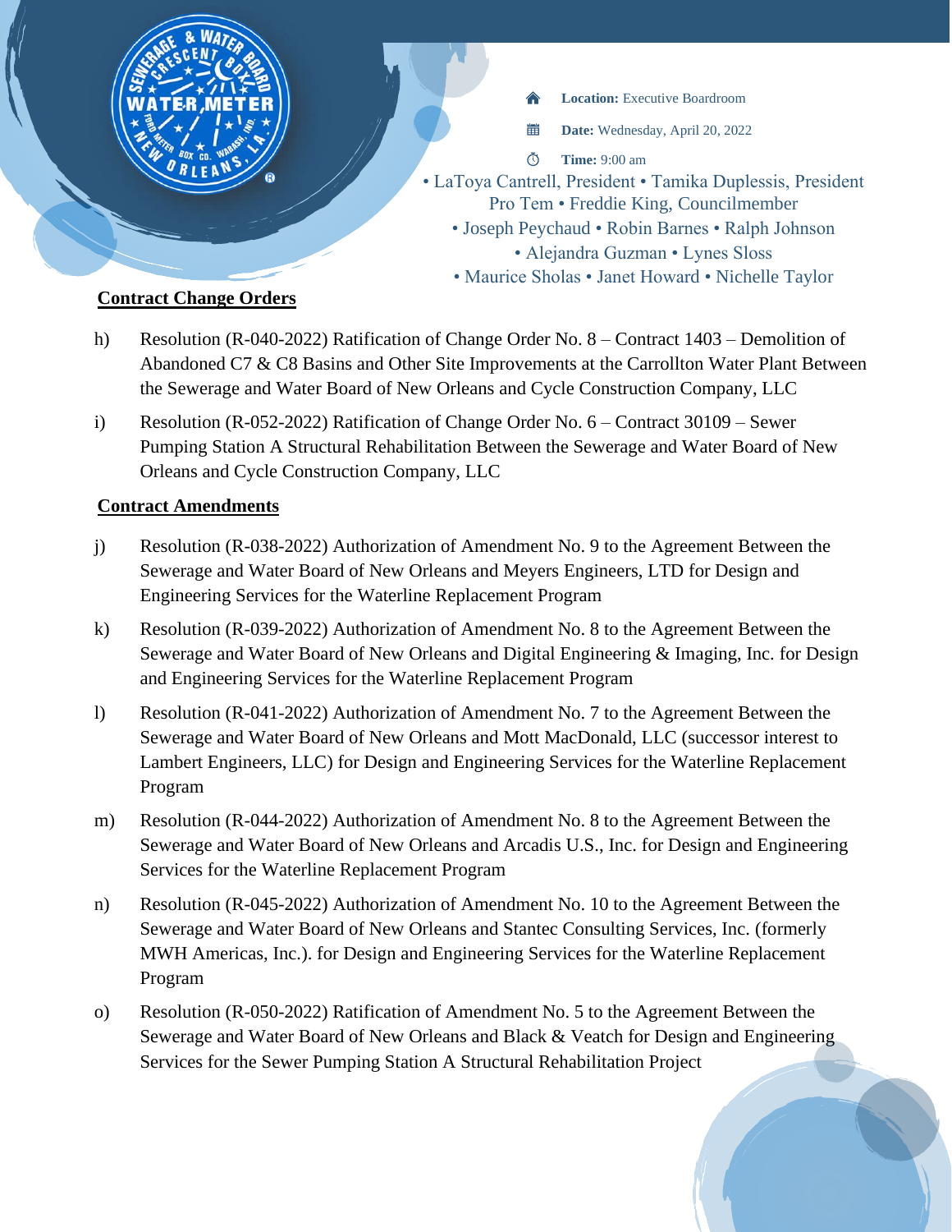## Contract Change Orders

h) Resolution (R-040-2022) Ratification of Change Order No. 8 – Contract 1403 – Demolition of Abandoned C7 & C8 Basins and Other Site Improvements at the Carrollton Water Plant Between the Sewerage and Water Board of New Orleans and Cycle Construction Company, LLC

i) Resolution (R-052-2022) Ratification of Change Order No. 6 – Contract 30109 – Sewer Pumping Station A Structural Rehabilitation Between the Sewerage and Water Board of New Orleans and Cycle Construction Company, LLC

## Contract Amendments

j) Resolution (R-038-2022) Authorization of Amendment No. 9 to the Agreement Between the Sewerage and Water Board of New Orleans and Meyers Engineers, LTD for Design and Engineering Services for the Waterline Replacement Program

k) Resolution (R-039-2022) Authorization of Amendment No. 8 to the Agreement Between the Sewerage and Water Board of New Orleans and Digital Engineering & Imaging, Inc. for Design and Engineering Services for the Waterline Replacement Program

l) Resolution (R-041-2022) Authorization of Amendment No. 7 to the Agreement Between the Sewerage and Water Board of New Orleans and Mott MacDonald, LLC (successor interest to Lambert Engineers, LLC) for Design and Engineering Services for the Waterline Replacement Program

m) Resolution (R-044-2022) Authorization of Amendment No. 8 to the Agreement Between the Sewerage and Water Board of New Orleans and Arcadis U.S., Inc. for Design and Engineering Services for the Waterline Replacement Program

n) Resolution (R-045-2022) Authorization of Amendment No. 10 to the Agreement Between the Sewerage and Water Board of New Orleans and Stantec Consulting Services, Inc. (formerly MWH Americas, Inc.). for Design and Engineering Services for the Waterline Replacement Program

o) Resolution (R-050-2022) Ratification of Amendment No. 5 to the Agreement Between the Sewerage and Water Board of New Orleans and Black & Veatch for Design and Engineering Services for the Sewer Pumping Station A Structural Rehabilitation Project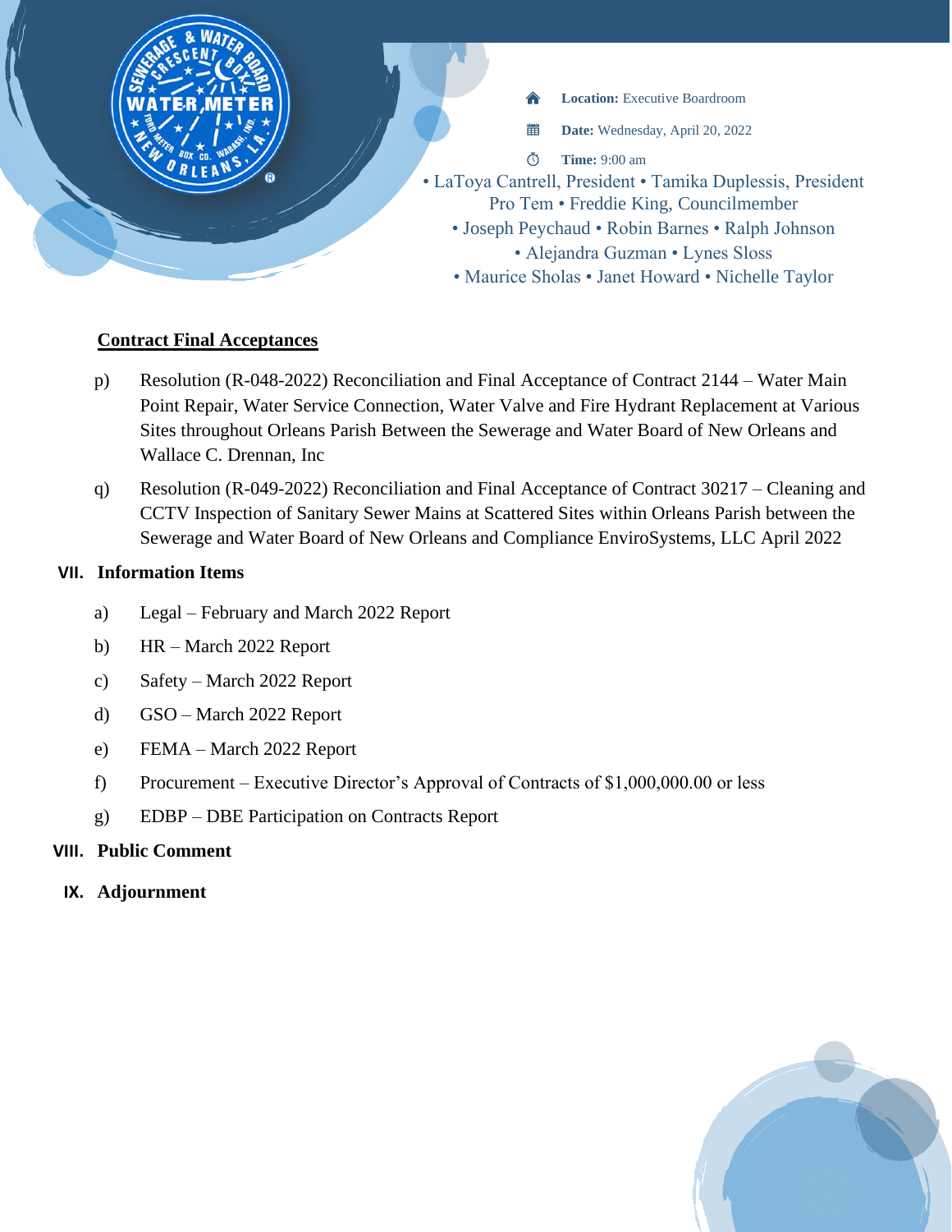**Location:** Executive Boardroom

**Date:** Wednesday, April 20, 2022

**Time:** 9:00 am

• LaToya Cantrell, President • Tamika Duplessis, President Pro Tem • Freddie King, Councilmember • Joseph Peychaud • Robin Barnes • Ralph Johnson • Alejandra Guzman • Lynes Sloss • Maurice Sholas • Janet Howard • Nichelle Taylor

**Contract Final Acceptances**

p) Resolution (R-048-2022) Reconciliation and Final Acceptance of Contract 2144 – Water Main Point Repair, Water Service Connection, Water Valve and Fire Hydrant Replacement at Various Sites throughout Orleans Parish Between the Sewerage and Water Board of New Orleans and Wallace C. Drennan, Inc

q) Resolution (R-049-2022) Reconciliation and Final Acceptance of Contract 30217 – Cleaning and CCTV Inspection of Sanitary Sewer Mains at Scattered Sites within Orleans Parish between the Sewerage and Water Board of New Orleans and Compliance EnviroSystems, LLC April 2022

## VII. Information Items

a) Legal – February and March 2022 Report

b) HR – March 2022 Report

c) Safety – March 2022 Report

d) GSO – March 2022 Report

e) FEMA – March 2022 Report

f) Procurement – Executive Director's Approval of Contracts of $1,000,000.00 or less

g) EDBP – DBE Participation on Contracts Report

## VIII. Public Comment

## IX. Adjournment